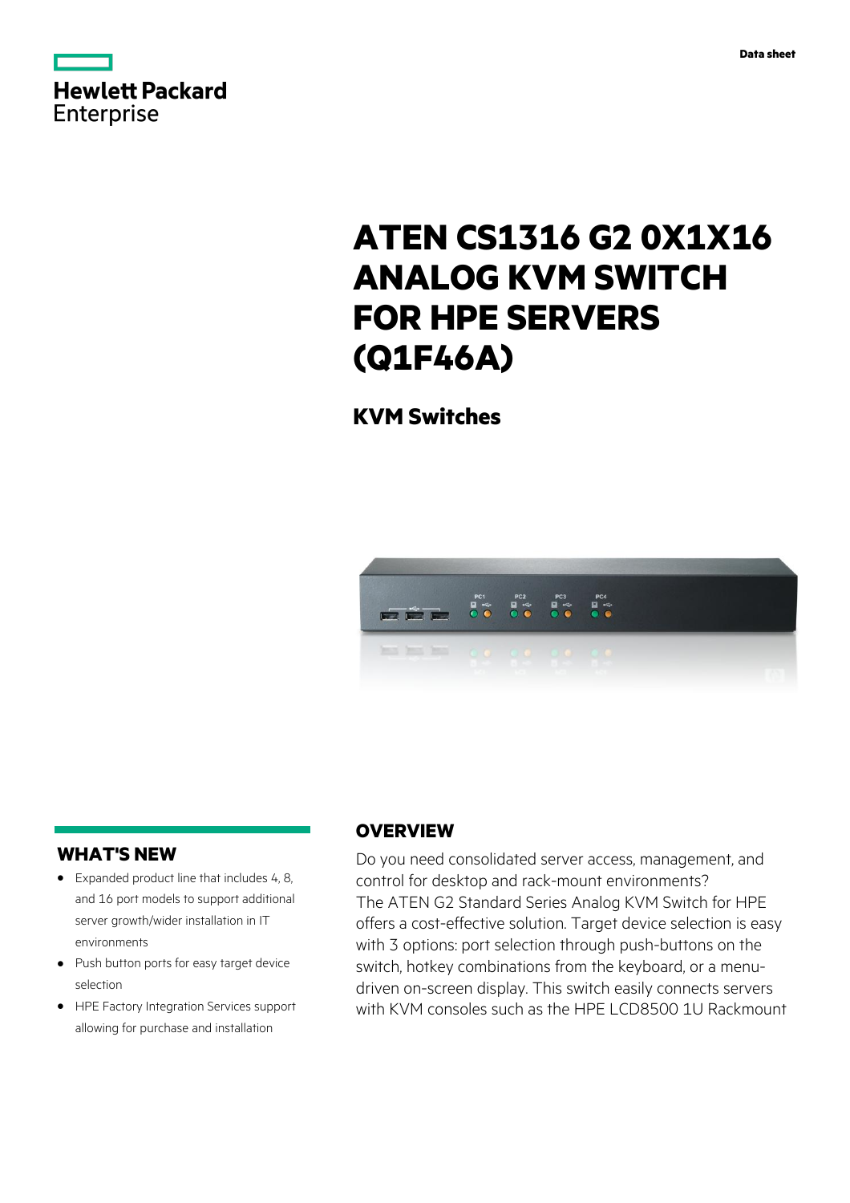Hewlett Packard Enterprise

Data sheet

# ATEN CS1316 G2 0X1X16 ANALOG KVM SWITCH FOR HPE SERVERS (Q1F46A)

## KVM Switches

## WHAT'S NEW

- Expanded product line that includes 4, 8, and 16 port models to support additional server growth/wider installation in IT environments
- Push button ports for easy target device selection
- HPE Factory Integration Services support allowing for purchase and installation

## OVERVIEW

Do you need consolidated server access, management, and control for desktop and rack-mount environments? The ATEN G2 Standard Series Analog KVM Switch for HPE offers a cost-effective solution. Target device selection is easy with 3 options: port selection through push-buttons on the switch, hotkey combinations from the keyboard, or a menu-driven on-screen display. This switch easily connects servers with KVM consoles such as the HPE LCD8500 1U Rackmount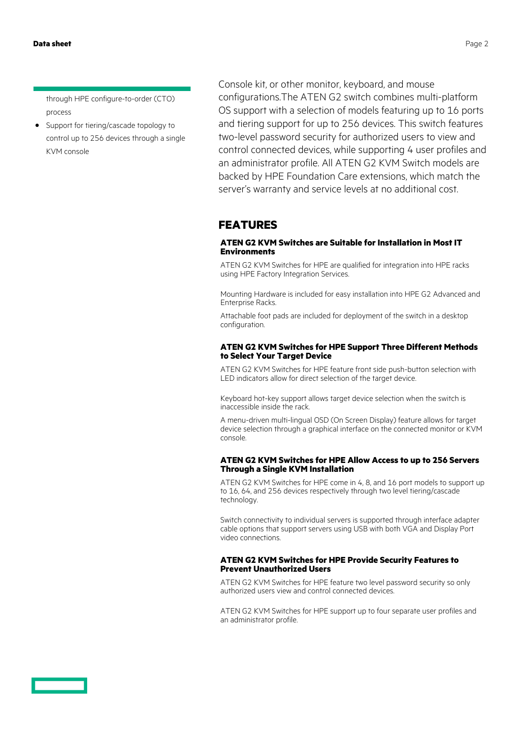through HPE configure-to-order (CTO) process

- Support for tiering/cascade topology to control up to 256 devices through a single KVM console

Console kit, or other monitor, keyboard, and mouse configurations.The ATEN G2 switch combines multi-platform OS support with a selection of models featuring up to 16 ports and tiering support for up to 256 devices. This switch features two-level password security for authorized users to view and control connected devices, while supporting 4 user profiles and an administrator profile. All ATEN G2 KVM Switch models are backed by HPE Foundation Care extensions, which match the server's warranty and service levels at no additional cost.

## FEATURES

### ATEN G2 KVM Switches are Suitable for Installation in Most IT Environments

ATEN G2 KVM Switches for HPE are qualified for integration into HPE racks using HPE Factory Integration Services.

Mounting Hardware is included for easy installation into HPE G2 Advanced and Enterprise Racks.

Attachable foot pads are included for deployment of the switch in a desktop configuration.

### ATEN G2 KVM Switches for HPE Support Three Different Methods to Select Your Target Device

ATEN G2 KVM Switches for HPE feature front side push-button selection with LED indicators allow for direct selection of the target device.

Keyboard hot-key support allows target device selection when the switch is inaccessible inside the rack.

A menu-driven multi-lingual OSD (On Screen Display) feature allows for target device selection through a graphical interface on the connected monitor or KVM console.

### ATEN G2 KVM Switches for HPE Allow Access to up to 256 Servers Through a Single KVM Installation

ATEN G2 KVM Switches for HPE come in 4, 8, and 16 port models to support up to 16, 64, and 256 devices respectively through two level tiering/cascade technology.

Switch connectivity to individual servers is supported through interface adapter cable options that support servers using USB with both VGA and Display Port video connections.

### ATEN G2 KVM Switches for HPE Provide Security Features to Prevent Unauthorized Users

ATEN G2 KVM Switches for HPE feature two level password security so only authorized users view and control connected devices.

ATEN G2 KVM Switches for HPE support up to four separate user profiles and an administrator profile.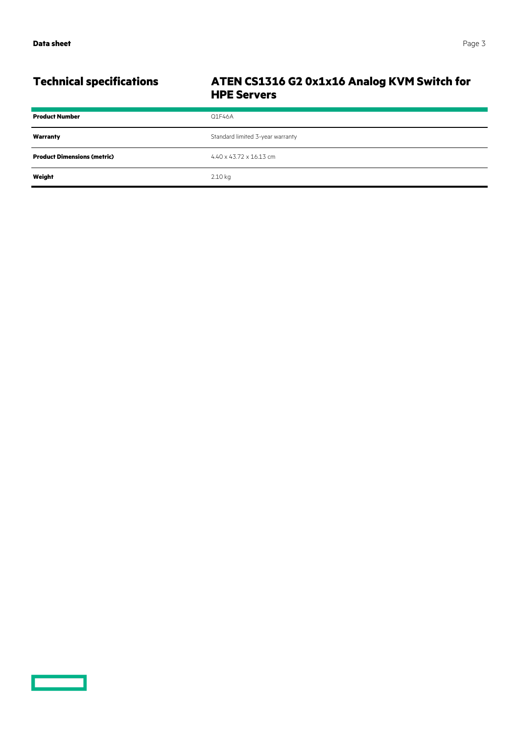## Technical specifications

### ATEN CS1316 G2 0x1x16 Analog KVM Switch for HPE Servers

| | |
|---|---|
| **Product Number** | Q1F46A |
| **Warranty** | Standard limited 3-year warranty |
| **Product Dimensions (metric)** | 4.40 x 43.72 x 16.13 cm |
| **Weight** | 2.10 kg |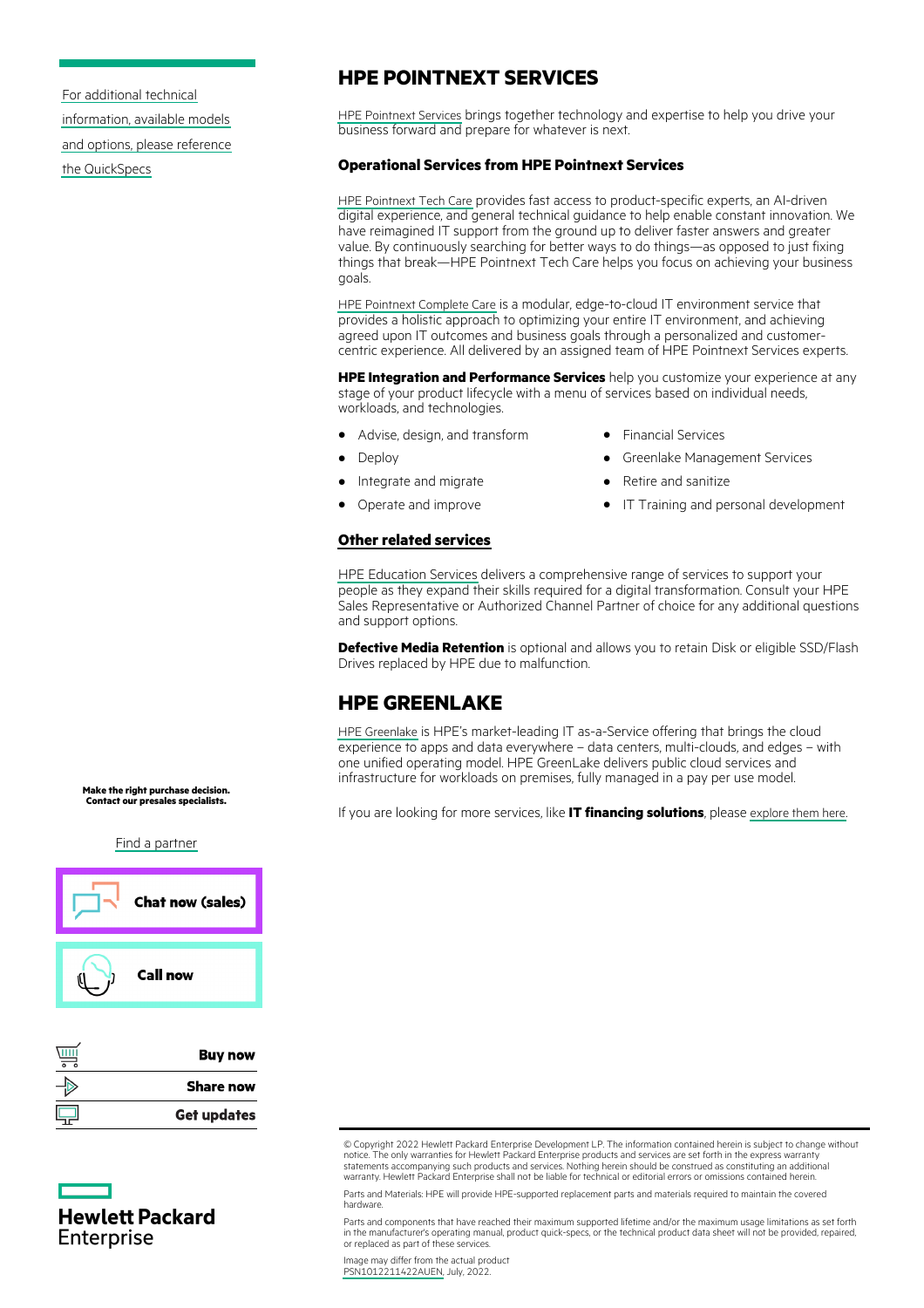For additional technical information, available models and options, please reference the QuickSpecs

# HPE POINTNEXT SERVICES

HPE Pointnext Services brings together technology and expertise to help you drive your business forward and prepare for whatever is next.

### Operational Services from HPE Pointnext Services

HPE Pointnext Tech Care provides fast access to product-specific experts, an AI-driven digital experience, and general technical guidance to help enable constant innovation. We have reimagined IT support from the ground up to deliver faster answers and greater value. By continuously searching for better ways to do things—as opposed to just fixing things that break—HPE Pointnext Tech Care helps you focus on achieving your business goals.

HPE Pointnext Complete Care is a modular, edge-to-cloud IT environment service that provides a holistic approach to optimizing your entire IT environment, and achieving agreed upon IT outcomes and business goals through a personalized and customer-centric experience. All delivered by an assigned team of HPE Pointnext Services experts.

**HPE Integration and Performance Services** help you customize your experience at any stage of your product lifecycle with a menu of services based on individual needs, workloads, and technologies.

- Advise, design, and transform
- Deploy
- Integrate and migrate
- Operate and improve
- Financial Services
- Greenlake Management Services
- Retire and sanitize
- IT Training and personal development

### Other related services

HPE Education Services delivers a comprehensive range of services to support your people as they expand their skills required for a digital transformation. Consult your HPE Sales Representative or Authorized Channel Partner of choice for any additional questions and support options.

**Defective Media Retention** is optional and allows you to retain Disk or eligible SSD/Flash Drives replaced by HPE due to malfunction.

# HPE GREENLAKE

HPE Greenlake is HPE's market-leading IT as-a-Service offering that brings the cloud experience to apps and data everywhere – data centers, multi-clouds, and edges – with one unified operating model. HPE GreenLake delivers public cloud services and infrastructure for workloads on premises, fully managed in a pay per use model.

If you are looking for more services, like **IT financing solutions**, please explore them here.

**Make the right purchase decision. Contact our presales specialists.**

Find a partner

**Chat now (sales)**

**Call now**

**Buy now**

**Share now**

**Get updates**

Hewlett Packard Enterprise

© Copyright 2022 Hewlett Packard Enterprise Development LP. The information contained herein is subject to change without notice. The only warranties for Hewlett Packard Enterprise products and services are set forth in the express warranty statements accompanying such products and services. Nothing herein should be construed as constituting an additional warranty. Hewlett Packard Enterprise shall not be liable for technical or editorial errors or omissions contained herein.

Parts and Materials: HPE will provide HPE-supported replacement parts and materials required to maintain the covered hardware.

Parts and components that have reached their maximum supported lifetime and/or the maximum usage limitations as set forth in the manufacturer's operating manual, product quick-specs, or the technical product data sheet will not be provided, repaired, or replaced as part of these services.

Image may differ from the actual product

PSN1012211422AUEN, July, 2022.